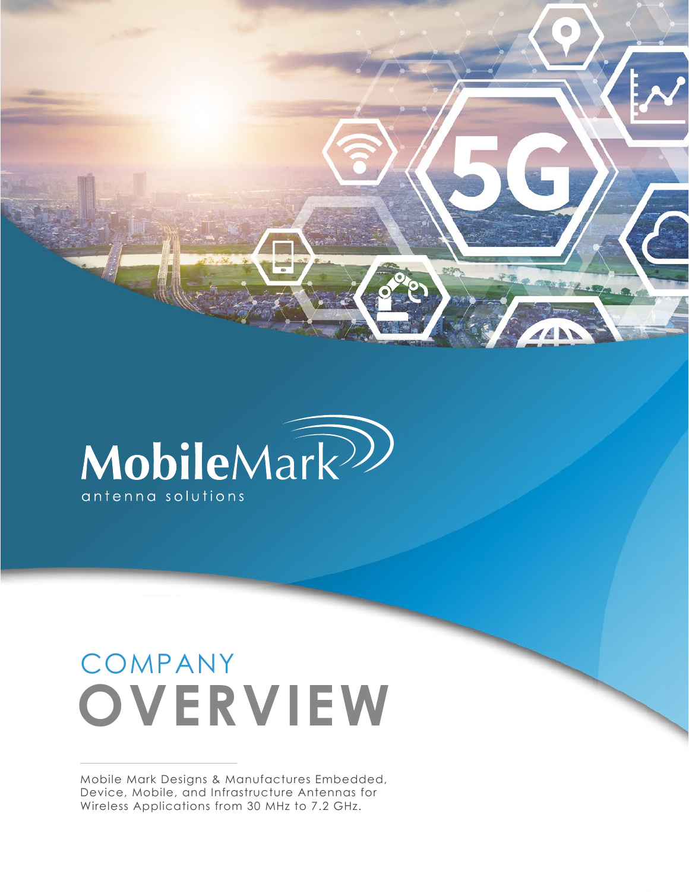MobileMark

antenna solutions

# COMPANY OVERVIEW

Mobile Mark Designs & Manufactures Embedded, Device, Mobile, and Infrastructure Antennas for Wireless Applications from 30 MHz to 7.2 GHz.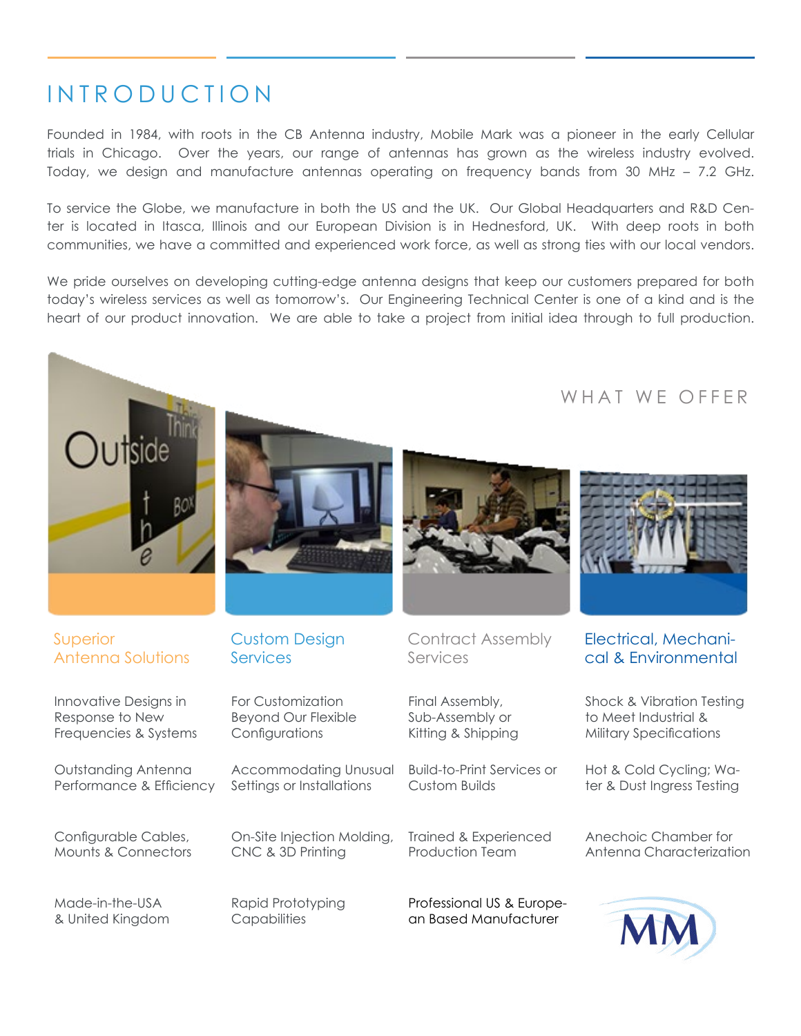# INTRODUCTION

Founded in 1984, with roots in the CB Antenna industry, Mobile Mark was a pioneer in the early Cellular trials in Chicago. Over the years, our range of antennas has grown as the wireless industry evolved. Today, we design and manufacture antennas operating on frequency bands from 30 MHz – 7.2 GHz.

To service the Globe, we manufacture in both the US and the UK. Our Global Headquarters and R&D Center is located in Itasca, Illinois and our European Division is in Hednesford, UK. With deep roots in both communities, we have a committed and experienced work force, as well as strong ties with our local vendors.

We pride ourselves on developing cutting-edge antenna designs that keep our customers prepared for both today's wireless services as well as tomorrow's. Our Engineering Technical Center is one of a kind and is the heart of our product innovation. We are able to take a project from initial idea through to full production.

## WHAT WE OFFER

### Superior Antenna Solutions

- Innovative Designs in Response to New Frequencies & Systems
- Outstanding Antenna Performance & Efficiency
- Configurable Cables, Mounts & Connectors
- Made-in-the-USA & United Kingdom

### Custom Design Services

- For Customization Beyond Our Flexible Configurations
- Accommodating Unusual Settings or Installations
- On-Site Injection Molding, CNC & 3D Printing
- Rapid Prototyping Capabilities

### Contract Assembly Services

- Final Assembly, Sub-Assembly or Kitting & Shipping
- Build-to-Print Services or Custom Builds
- Trained & Experienced Production Team
- Professional US & European Based Manufacturer

### Electrical, Mechanical & Environmental

- Shock & Vibration Testing to Meet Industrial & Military Specifications
- Hot & Cold Cycling; Water & Dust Ingress Testing
- Anechoic Chamber for Antenna Characterization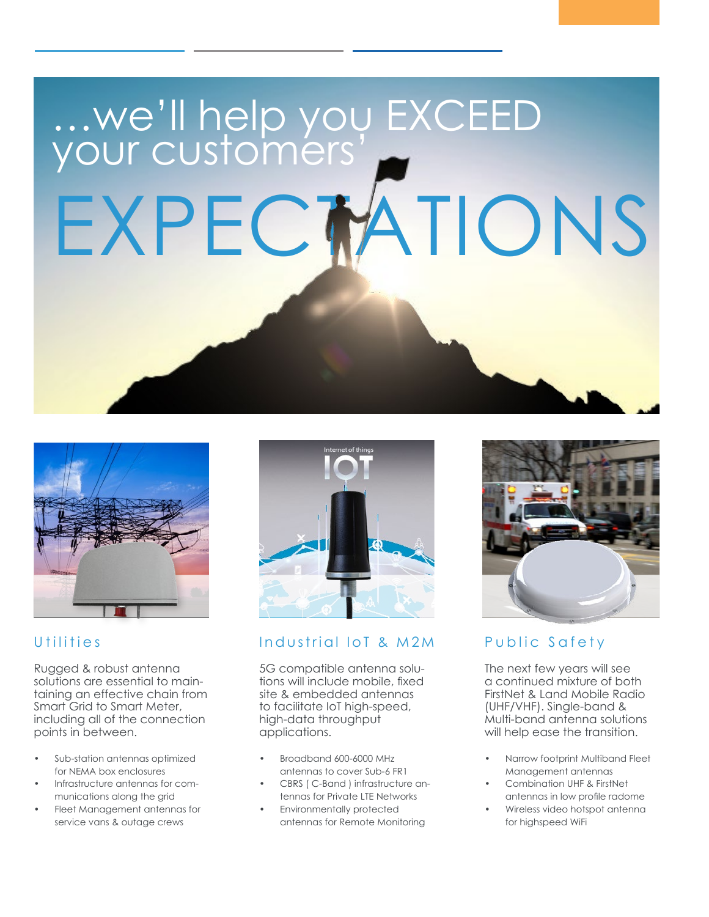# ...we'll help you EXCEED your customers' EXPECTATIONS

## Utilities

Rugged & robust antenna solutions are essential to maintaining an effective chain from Smart Grid to Smart Meter, including all of the connection points in between.

- Sub-station antennas optimized for NEMA box enclosures
- Infrastructure antennas for communications along the grid
- Fleet Management antennas for service vans & outage crews

## Industrial IoT & M2M

5G compatible antenna solutions will include mobile, fixed site & embedded antennas to facilitate IoT high-speed, high-data throughput applications.

- Broadband 600-6000 MHz antennas to cover Sub-6 FR1
- CBRS ( C-Band ) infrastructure antennas for Private LTE Networks
- Environmentally protected antennas for Remote Monitoring

## Public Safety

The next few years will see a continued mixture of both FirstNet & Land Mobile Radio (UHF/VHF). Single-band & Multi-band antenna solutions will help ease the transition.

- Narrow footprint Multiband Fleet Management antennas
- Combination UHF & FirstNet antennas in low profile radome
- Wireless video hotspot antenna for highspeed WiFi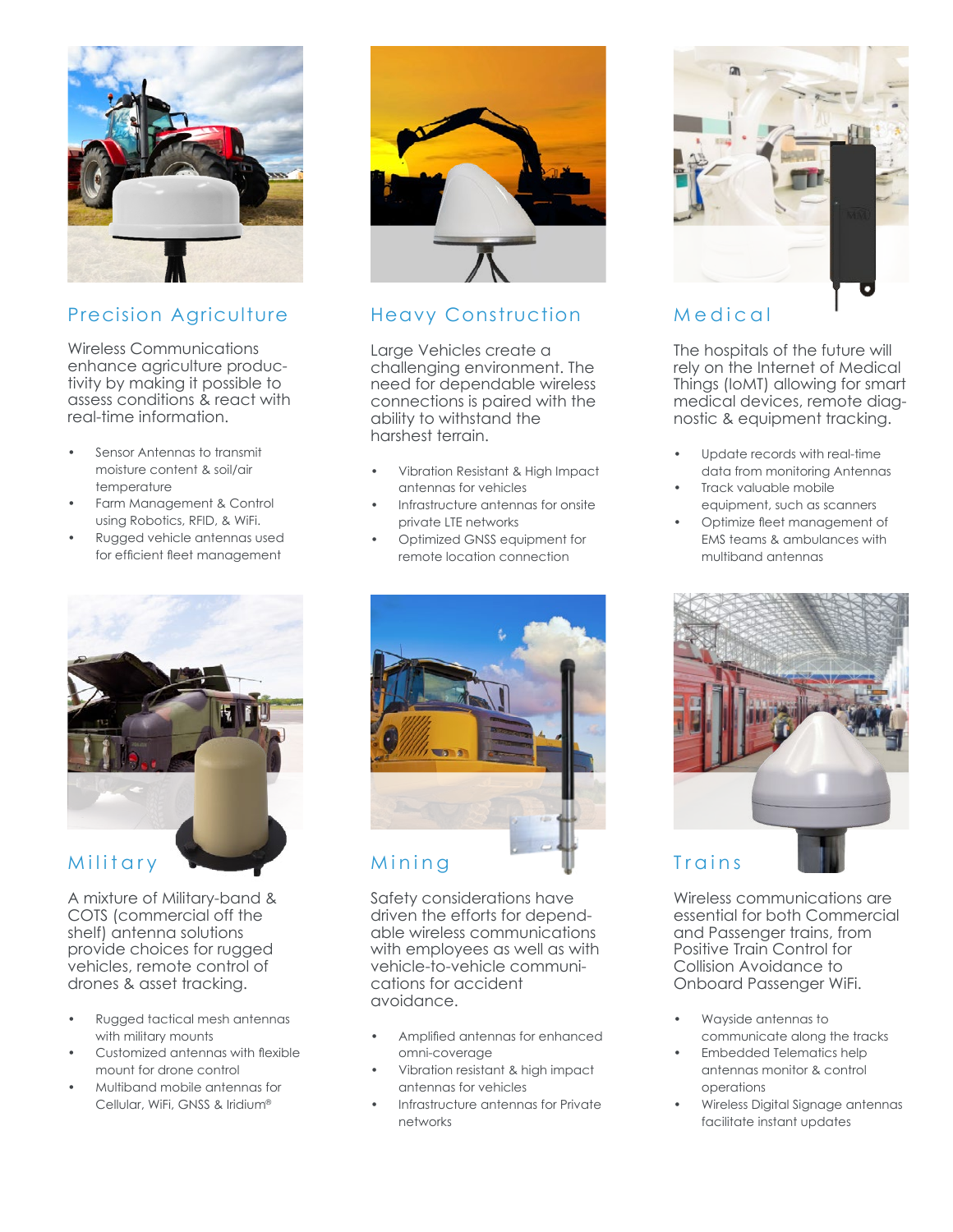## Precision Agriculture

Wireless Communications enhance agriculture productivity by making it possible to assess conditions & react with real-time information.

- Sensor Antennas to transmit moisture content & soil/air temperature
- Farm Management & Control using Robotics, RFID, & WiFi.
- Rugged vehicle antennas used for efficient fleet management

## Heavy Construction

Large Vehicles create a challenging environment. The need for dependable wireless connections is paired with the ability to withstand the harshest terrain.

- Vibration Resistant & High Impact antennas for vehicles
- Infrastructure antennas for onsite private LTE networks
- Optimized GNSS equipment for remote location connection

## Medical

The hospitals of the future will rely on the Internet of Medical Things (IoMT) allowing for smart medical devices, remote diagnostic & equipment tracking.

- Update records with real-time data from monitoring Antennas
- Track valuable mobile equipment, such as scanners
- Optimize fleet management of EMS teams & ambulances with multiband antennas

## Military

A mixture of Military-band & COTS (commercial off the shelf) antenna solutions provide choices for rugged vehicles, remote control of drones & asset tracking.

- Rugged tactical mesh antennas with military mounts
- Customized antennas with flexible mount for drone control
- Multiband mobile antennas for Cellular, WiFi, GNSS & Iridium®

## Mining

Safety considerations have driven the efforts for dependable wireless communications with employees as well as with vehicle-to-vehicle communications for accident avoidance.

- Amplified antennas for enhanced omni-coverage
- Vibration resistant & high impact antennas for vehicles
- Infrastructure antennas for Private networks

## Trains

Wireless communications are essential for both Commercial and Passenger trains, from Positive Train Control for Collision Avoidance to Onboard Passenger WiFi.

- Wayside antennas to communicate along the tracks
- Embedded Telematics help antennas monitor & control operations
- Wireless Digital Signage antennas facilitate instant updates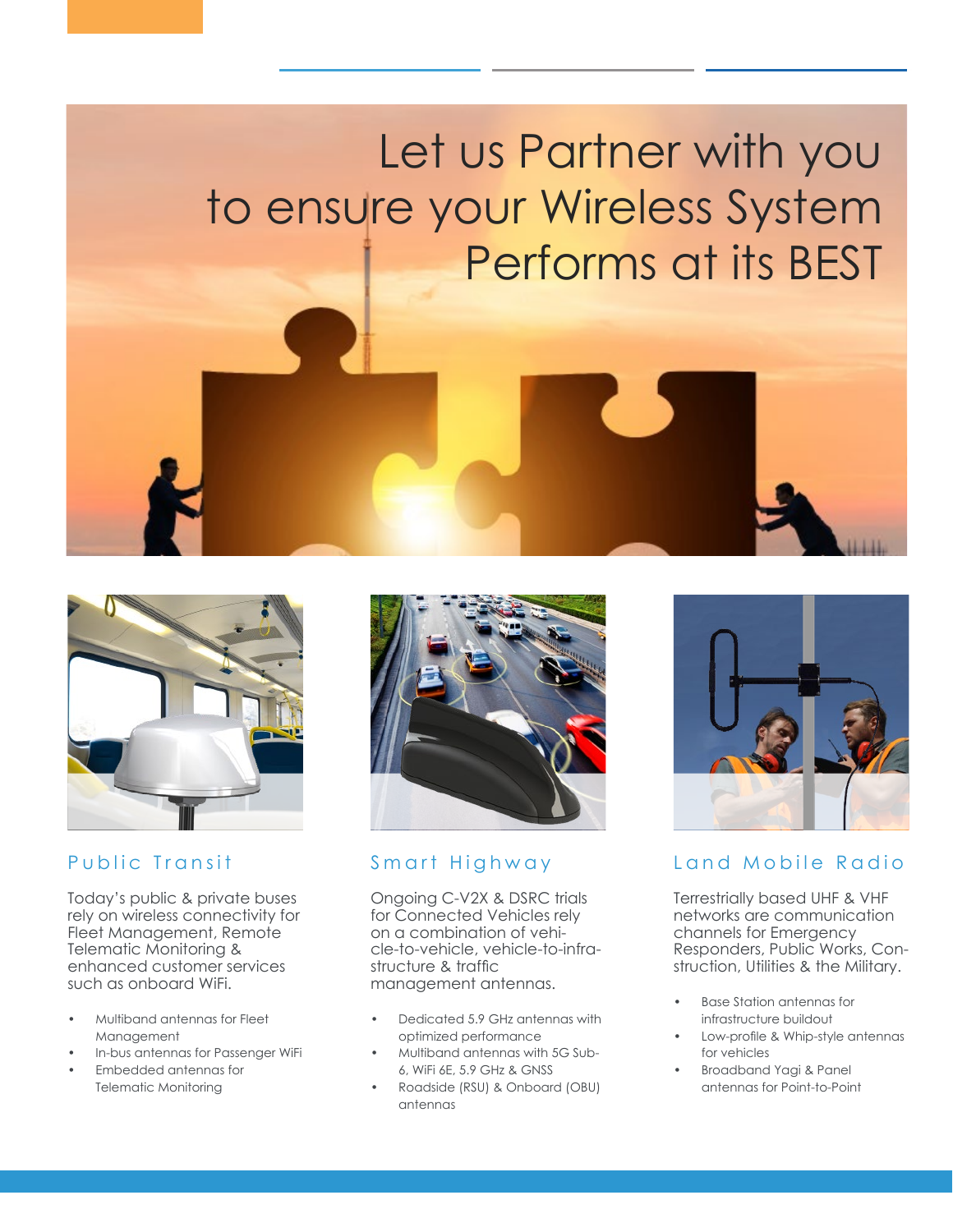# Let us Partner with you to ensure your Wireless System Performs at its BEST

## Public Transit

Today's public & private buses rely on wireless connectivity for Fleet Management, Remote Telematic Monitoring & enhanced customer services such as onboard WiFi.

- Multiband antennas for Fleet Management
- In-bus antennas for Passenger WiFi
- Embedded antennas for Telematic Monitoring

## Smart Highway

Ongoing C-V2X & DSRC trials for Connected Vehicles rely on a combination of vehicle-to-vehicle, vehicle-to-infrastructure & traffic management antennas.

- Dedicated 5.9 GHz antennas with optimized performance
- Multiband antennas with 5G Sub-6, WiFi 6E, 5.9 GHz & GNSS
- Roadside (RSU) & Onboard (OBU) antennas

## Land Mobile Radio

Terrestrially based UHF & VHF networks are communication channels for Emergency Responders, Public Works, Construction, Utilities & the Military.

- Base Station antennas for infrastructure buildout
- Low-profile & Whip-style antennas for vehicles
- Broadband Yagi & Panel antennas for Point-to-Point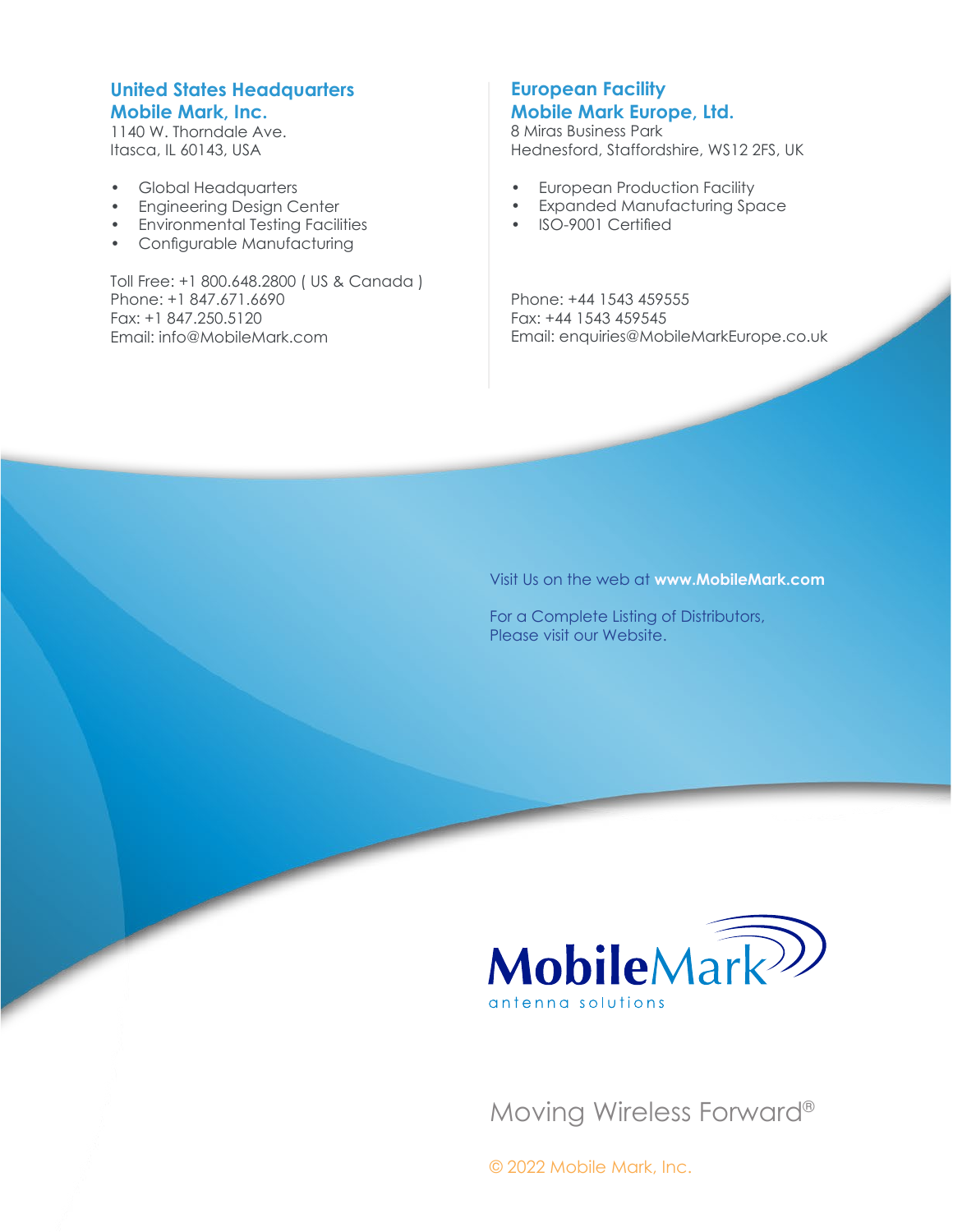## United States Headquarters
## Mobile Mark, Inc.

1140 W. Thorndale Ave.
Itasca, IL 60143, USA

- Global Headquarters
- Engineering Design Center
- Environmental Testing Facilities
- Configurable Manufacturing

Toll Free: +1 800.648.2800 ( US & Canada )
Phone: +1 847.671.6690
Fax: +1 847.250.5120
Email: info@MobileMark.com

## European Facility
## Mobile Mark Europe, Ltd.

8 Miras Business Park
Hednesford, Staffordshire, WS12 2FS, UK

- European Production Facility
- Expanded Manufacturing Space
- ISO-9001 Certified

Phone: +44 1543 459555
Fax: +44 1543 459545
Email: enquiries@MobileMarkEurope.co.uk

Visit Us on the web at **www.MobileMark.com**

For a Complete Listing of Distributors,
Please visit our Website.

MobileMark
antenna solutions

Moving Wireless Forward®

© 2022 Mobile Mark, Inc.